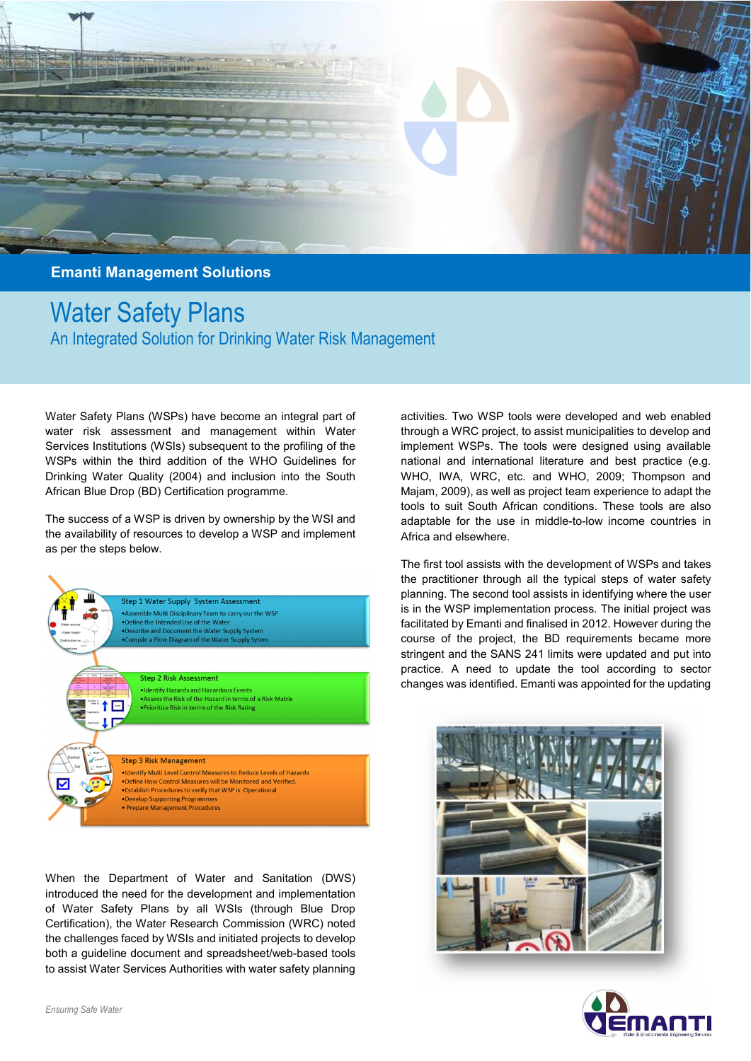**Emanti Management Solutions**

# Water Safety Plans

## An Integrated Solution for Drinking Water Risk Management

Water Safety Plans (WSPs) have become an integral part of water risk assessment and management within Water Services Institutions (WSIs) subsequent to the profiling of the WSPs within the third addition of the WHO Guidelines for Drinking Water Quality (2004) and inclusion into the South African Blue Drop (BD) Certification programme.

The success of a WSP is driven by ownership by the WSI and the availability of resources to develop a WSP and implement as per the steps below.

**Step 1 Water Supply System Assessment**

- Assemble Multi Disciplinary Team to carry our the WSP
- Define the Intended Use of the Water
- Describe and Document the Water Supply System
- Compile a Flow Diagram of the Water Supply Sytem

**Step 2 Risk Assessment**

- Identify Hazards and Hazardous Events
- Assess the Risk of the Hazard in terms of a Risk Matrix
- Prioritize Risk in terms of the Risk Rating

**Step 3 Risk Management**

- Identify Multi Level Control Measures to Reduce Levels of Hazards
- Define How Control Measures will be Monitored and Verified.
- Establish Procedures to verify that WSP is Operational
- Develop Supporting Programmes
- Prepare Management Procedures

When the Department of Water and Sanitation (DWS) introduced the need for the development and implementation of Water Safety Plans by all WSIs (through Blue Drop Certification), the Water Research Commission (WRC) noted the challenges faced by WSIs and initiated projects to develop both a guideline document and spreadsheet/web-based tools to assist Water Services Authorities with water safety planning activities. Two WSP tools were developed and web enabled through a WRC project, to assist municipalities to develop and implement WSPs. The tools were designed using available national and international literature and best practice (e.g. WHO, IWA, WRC, etc. and WHO, 2009; Thompson and Majam, 2009), as well as project team experience to adapt the tools to suit South African conditions. These tools are also adaptable for the use in middle-to-low income countries in Africa and elsewhere.

The first tool assists with the development of WSPs and takes the practitioner through all the typical steps of water safety planning. The second tool assists in identifying where the user is in the WSP implementation process. The initial project was facilitated by Emanti and finalised in 2012. However during the course of the project, the BD requirements became more stringent and the SANS 241 limits were updated and put into practice. A need to update the tool according to sector changes was identified. Emanti was appointed for the updating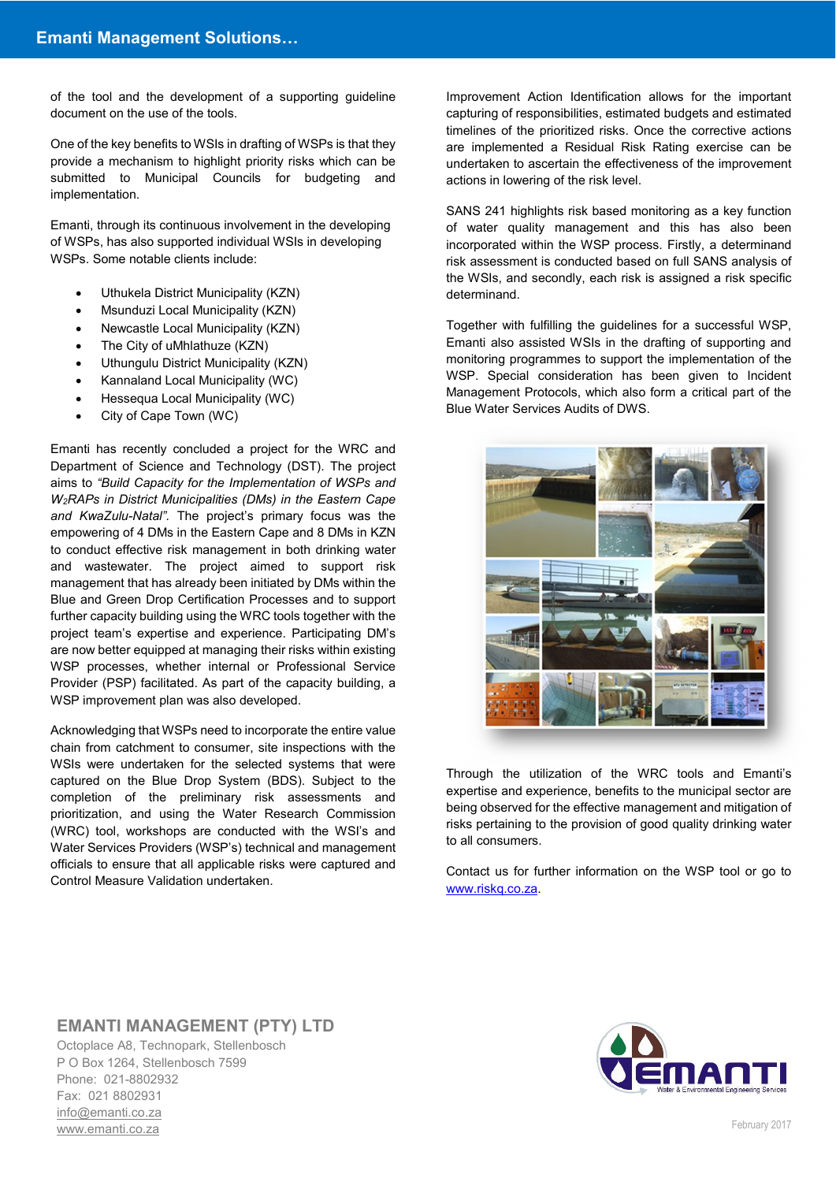of the tool and the development of a supporting guideline document on the use of the tools.

One of the key benefits to WSIs in drafting of WSPs is that they provide a mechanism to highlight priority risks which can be submitted to Municipal Councils for budgeting and implementation.

Emanti, through its continuous involvement in the developing of WSPs, has also supported individual WSIs in developing WSPs. Some notable clients include:

- Uthukela District Municipality (KZN)
- Msunduzi Local Municipality (KZN)
- Newcastle Local Municipality (KZN)
- The City of uMhlathuze (KZN)
- Uthungulu District Municipality (KZN)
- Kannaland Local Municipality (WC)
- Hessequa Local Municipality (WC)
- City of Cape Town (WC)

Emanti has recently concluded a project for the WRC and Department of Science and Technology (DST). The project aims to *"Build Capacity for the Implementation of WSPs and W$_2$RAPs in District Municipalities (DMs) in the Eastern Cape and KwaZulu-Natal"*. The project's primary focus was the empowering of 4 DMs in the Eastern Cape and 8 DMs in KZN to conduct effective risk management in both drinking water and wastewater. The project aimed to support risk management that has already been initiated by DMs within the Blue and Green Drop Certification Processes and to support further capacity building using the WRC tools together with the project team's expertise and experience. Participating DM's are now better equipped at managing their risks within existing WSP processes, whether internal or Professional Service Provider (PSP) facilitated. As part of the capacity building, a WSP improvement plan was also developed.

Acknowledging that WSPs need to incorporate the entire value chain from catchment to consumer, site inspections with the WSIs were undertaken for the selected systems that were captured on the Blue Drop System (BDS). Subject to the completion of the preliminary risk assessments and prioritization, and using the Water Research Commission (WRC) tool, workshops are conducted with the WSI's and Water Services Providers (WSP's) technical and management officials to ensure that all applicable risks were captured and Control Measure Validation undertaken.

Improvement Action Identification allows for the important capturing of responsibilities, estimated budgets and estimated timelines of the prioritized risks. Once the corrective actions are implemented a Residual Risk Rating exercise can be undertaken to ascertain the effectiveness of the improvement actions in lowering of the risk level.

SANS 241 highlights risk based monitoring as a key function of water quality management and this has also been incorporated within the WSP process. Firstly, a determinand risk assessment is conducted based on full SANS analysis of the WSIs, and secondly, each risk is assigned a risk specific determinand.

Together with fulfilling the guidelines for a successful WSP, Emanti also assisted WSIs in the drafting of supporting and monitoring programmes to support the implementation of the WSP. Special consideration has been given to Incident Management Protocols, which also form a critical part of the Blue Water Services Audits of DWS.

Through the utilization of the WRC tools and Emanti's expertise and experience, benefits to the municipal sector are being observed for the effective management and mitigation of risks pertaining to the provision of good quality drinking water to all consumers.

Contact us for further information on the WSP tool or go to [www.riskq.co.za](http://www.riskq.co.za).

**EMANTI MANAGEMENT (PTY) LTD**

Octoplace A8, Technopark, Stellenbosch
P O Box 1264, Stellenbosch 7599
Phone: 021-8802932
Fax: 021 8802931
info@emanti.co.za
www.emanti.co.za

EMANTI Water & Environmental Engineering Services

February 2017